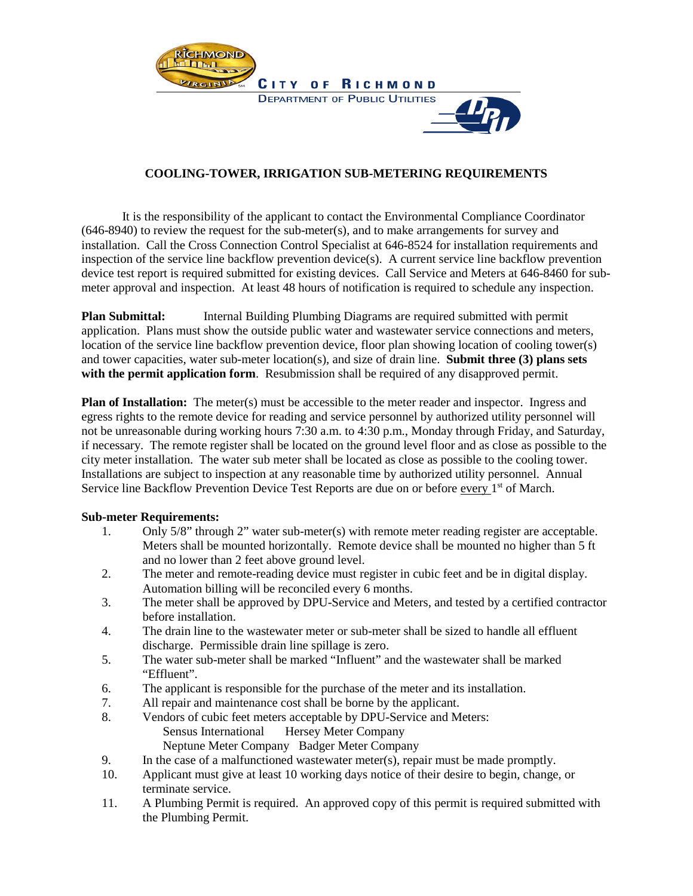CITY OF RICHMOND

DEPARTMENT OF PUBLIC UTILITIES

# COOLING-TOWER, IRRIGATION SUB-METERING REQUIREMENTS

It is the responsibility of the applicant to contact the Environmental Compliance Coordinator (646-8940) to review the request for the sub-meter(s), and to make arrangements for survey and installation. Call the Cross Connection Control Specialist at 646-8524 for installation requirements and inspection of the service line backflow prevention device(s). A current service line backflow prevention device test report is required submitted for existing devices. Call Service and Meters at 646-8460 for sub-meter approval and inspection. At least 48 hours of notification is required to schedule any inspection.

**Plan Submittal:** Internal Building Plumbing Diagrams are required submitted with permit application. Plans must show the outside public water and wastewater service connections and meters, location of the service line backflow prevention device, floor plan showing location of cooling tower(s) and tower capacities, water sub-meter location(s), and size of drain line. **Submit three (3) plans sets with the permit application form**. Resubmission shall be required of any disapproved permit.

**Plan of Installation:** The meter(s) must be accessible to the meter reader and inspector. Ingress and egress rights to the remote device for reading and service personnel by authorized utility personnel will not be unreasonable during working hours 7:30 a.m. to 4:30 p.m., Monday through Friday, and Saturday, if necessary. The remote register shall be located on the ground level floor and as close as possible to the city meter installation. The water sub meter shall be located as close as possible to the cooling tower. Installations are subject to inspection at any reasonable time by authorized utility personnel. Annual Service line Backflow Prevention Device Test Reports are due on or before every 1st of March.

**Sub-meter Requirements:**

1. Only 5/8" through 2" water sub-meter(s) with remote meter reading register are acceptable. Meters shall be mounted horizontally. Remote device shall be mounted no higher than 5 ft and no lower than 2 feet above ground level.
2. The meter and remote-reading device must register in cubic feet and be in digital display. Automation billing will be reconciled every 6 months.
3. The meter shall be approved by DPU-Service and Meters, and tested by a certified contractor before installation.
4. The drain line to the wastewater meter or sub-meter shall be sized to handle all effluent discharge. Permissible drain line spillage is zero.
5. The water sub-meter shall be marked "Influent" and the wastewater shall be marked "Effluent".
6. The applicant is responsible for the purchase of the meter and its installation.
7. All repair and maintenance cost shall be borne by the applicant.
8. Vendors of cubic feet meters acceptable by DPU-Service and Meters:
   - Sensus International
   - Hersey Meter Company
   - Neptune Meter Company
   - Badger Meter Company
9. In the case of a malfunctioned wastewater meter(s), repair must be made promptly.
10. Applicant must give at least 10 working days notice of their desire to begin, change, or terminate service.
11. A Plumbing Permit is required. An approved copy of this permit is required submitted with the Plumbing Permit.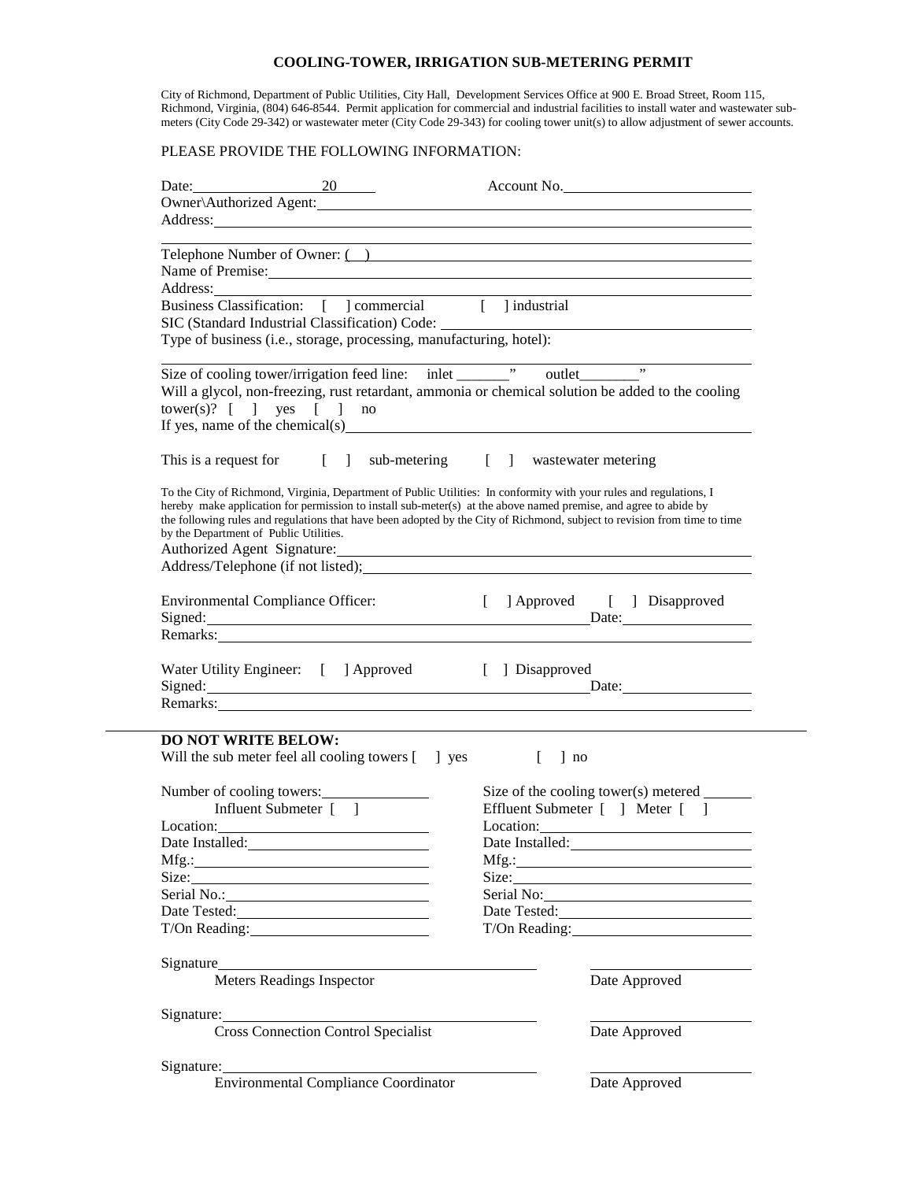# COOLING-TOWER, IRRIGATION SUB-METERING PERMIT

City of Richmond, Department of Public Utilities, City Hall, Development Services Office at 900 E. Broad Street, Room 115, Richmond, Virginia, (804) 646-8544. Permit application for commercial and industrial facilities to install water and wastewater sub-meters (City Code 29-342) or wastewater meter (City Code 29-343) for cooling tower unit(s) to allow adjustment of sewer accounts.

PLEASE PROVIDE THE FOLLOWING INFORMATION:

Date: ________________ 20 ______ Account No. ________________________

Owner\Authorized Agent: ________________________________________________

Address: ______________________________________________________________

_______________________________________________________________________

Telephone Number of Owner: ( ) _________________________________________

Name of Premise: _______________________________________________________

Address: ______________________________________________________________

Business Classification: [ ] commercial [ ] industrial

SIC (Standard Industrial Classification) Code: ___________________________

Type of business (i.e., storage, processing, manufacturing, hotel):

_______________________________________________________________________

Size of cooling tower/irrigation feed line: inlet _______" outlet _______"

Will a glycol, non-freezing, rust retardant, ammonia or chemical solution be added to the cooling tower(s)? [ ] yes [ ] no

If yes, name of the chemical(s) _________________________________________

This is a request for [ ] sub-metering [ ] wastewater metering

To the City of Richmond, Virginia, Department of Public Utilities: In conformity with your rules and regulations, I hereby make application for permission to install sub-meter(s) at the above named premise, and agree to abide by the following rules and regulations that have been adopted by the City of Richmond, subject to revision from time to time by the Department of Public Utilities.

Authorized Agent Signature: ____________________________________________

Address/Telephone (if not listed); _______________________________________

Environmental Compliance Officer: [ ] Approved [ ] Disapproved

Signed: ______________________________________ Date: ________________

Remarks: ______________________________________________________________

Water Utility Engineer: [ ] Approved [ ] Disapproved

Signed: ______________________________________ Date: ________________

Remarks: ______________________________________________________________

---

**DO NOT WRITE BELOW:**

Will the sub meter feel all cooling towers [ ] yes [ ] no

Number of cooling towers: ______________

Size of the cooling tower(s) metered ______

| Influent Submeter [ ] | Effluent Submeter [ ] Meter [ ] |
|---|---|
| Location: | Location: |
| Date Installed: | Date Installed: |
| Mfg.: | Mfg.: |
| Size: | Size: |
| Serial No.: | Serial No: |
| Date Tested: | Date Tested: |
| T/On Reading: | T/On Reading: |

Signature ______________________________________ ____________________

Meters Readings Inspector Date Approved

Signature: _____________________________________ ____________________

Cross Connection Control Specialist Date Approved

Signature: _____________________________________ ____________________

Environmental Compliance Coordinator Date Approved